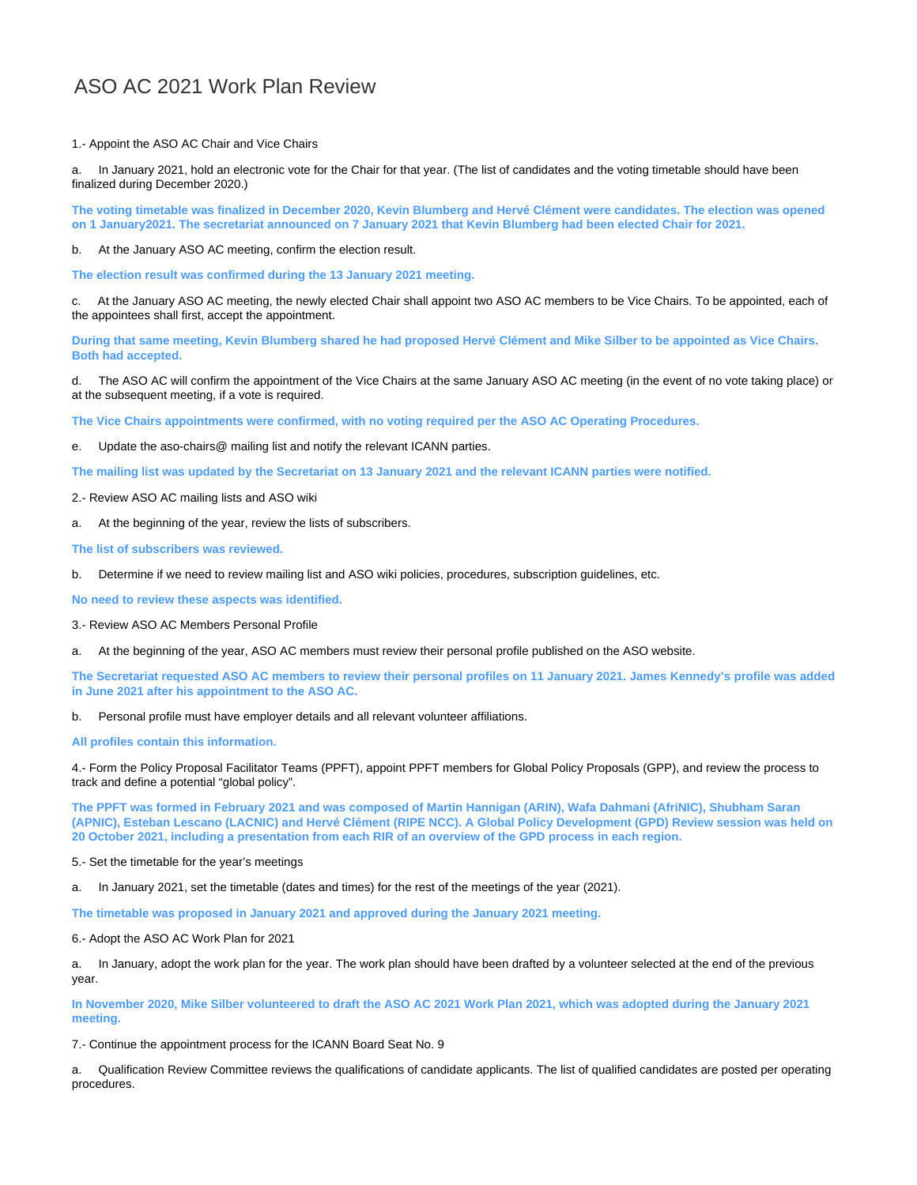# ASO AC 2021 Work Plan Review

1.- Appoint the ASO AC Chair and Vice Chairs

a. In January 2021, hold an electronic vote for the Chair for that year. (The list of candidates and the voting timetable should have been finalized during December 2020.)

**The voting timetable was finalized in December 2020, Kevin Blumberg and Hervé Clément were candidates. The election was opened on 1 January2021. The secretariat announced on 7 January 2021 that Kevin Blumberg had been elected Chair for 2021.**

b. At the January ASO AC meeting, confirm the election result.

**The election result was confirmed during the 13 January 2021 meeting.**

c. At the January ASO AC meeting, the newly elected Chair shall appoint two ASO AC members to be Vice Chairs. To be appointed, each of the appointees shall first, accept the appointment.

**During that same meeting, Kevin Blumberg shared he had proposed Hervé Clément and Mike Silber to be appointed as Vice Chairs. Both had accepted.**

d. The ASO AC will confirm the appointment of the Vice Chairs at the same January ASO AC meeting (in the event of no vote taking place) or at the subsequent meeting, if a vote is required.

**The Vice Chairs appointments were confirmed, with no voting required per the ASO AC Operating Procedures.**

e. Update the aso-chairs@ mailing list and notify the relevant ICANN parties.

**The mailing list was updated by the Secretariat on 13 January 2021 and the relevant ICANN parties were notified.**

2.- Review ASO AC mailing lists and ASO wiki

a. At the beginning of the year, review the lists of subscribers.

**The list of subscribers was reviewed.**

b. Determine if we need to review mailing list and ASO wiki policies, procedures, subscription guidelines, etc.

**No need to review these aspects was identified.**

3.- Review ASO AC Members Personal Profile

a. At the beginning of the year, ASO AC members must review their personal profile published on the ASO website.

**The Secretariat requested ASO AC members to review their personal profiles on 11 January 2021. James Kennedy's profile was added in June 2021 after his appointment to the ASO AC.**

b. Personal profile must have employer details and all relevant volunteer affiliations.

**All profiles contain this information.**

4.- Form the Policy Proposal Facilitator Teams (PPFT), appoint PPFT members for Global Policy Proposals (GPP), and review the process to track and define a potential "global policy".

**The PPFT was formed in February 2021 and was composed of Martin Hannigan (ARIN), Wafa Dahmani (AfriNIC), Shubham Saran (APNIC), Esteban Lescano (LACNIC) and Hervé Clément (RIPE NCC). A Global Policy Development (GPD) Review session was held on 20 October 2021, including a presentation from each RIR of an overview of the GPD process in each region.**

5.- Set the timetable for the year's meetings

a. In January 2021, set the timetable (dates and times) for the rest of the meetings of the year (2021).

**The timetable was proposed in January 2021 and approved during the January 2021 meeting.**

6.- Adopt the ASO AC Work Plan for 2021

a. In January, adopt the work plan for the year. The work plan should have been drafted by a volunteer selected at the end of the previous year.

**In November 2020, Mike Silber volunteered to draft the ASO AC 2021 Work Plan 2021, which was adopted during the January 2021 meeting.**

7.- Continue the appointment process for the ICANN Board Seat No. 9

a. Qualification Review Committee reviews the qualifications of candidate applicants. The list of qualified candidates are posted per operating procedures.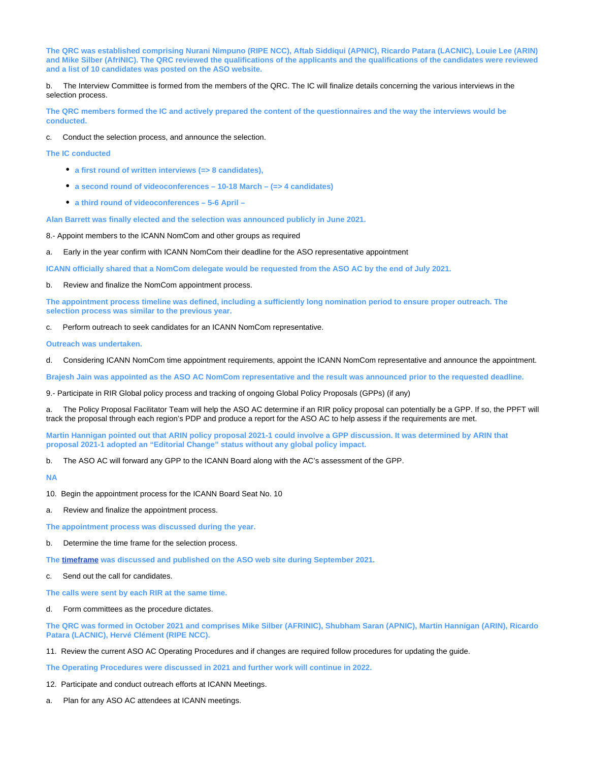**The QRC was established comprising Nurani Nimpuno (RIPE NCC), Aftab Siddiqui (APNIC), Ricardo Patara (LACNIC), Louie Lee (ARIN) and Mike Silber (AfriNIC). The QRC reviewed the qualifications of the applicants and the qualifications of the candidates were reviewed and a list of 10 candidates was posted on the ASO website.**

b. The Interview Committee is formed from the members of the QRC. The IC will finalize details concerning the various interviews in the selection process.

**The QRC members formed the IC and actively prepared the content of the questionnaires and the way the interviews would be conducted.**

c. Conduct the selection process, and announce the selection.

**The IC conducted**

- **a first round of written interviews (=> 8 candidates),**
- **a second round of videoconferences – 10-18 March – (=> 4 candidates)**
- **a third round of videoconferences – 5-6 April –**

**Alan Barrett was finally elected and the selection was announced publicly in June 2021.**

8.- Appoint members to the ICANN NomCom and other groups as required

a. Early in the year confirm with ICANN NomCom their deadline for the ASO representative appointment

**ICANN officially shared that a NomCom delegate would be requested from the ASO AC by the end of July 2021.**

b. Review and finalize the NomCom appointment process.

**The appointment process timeline was defined, including a sufficiently long nomination period to ensure proper outreach. The selection process was similar to the previous year.**

c. Perform outreach to seek candidates for an ICANN NomCom representative.

**Outreach was undertaken.**

d. Considering ICANN NomCom time appointment requirements, appoint the ICANN NomCom representative and announce the appointment.

**Brajesh Jain was appointed as the ASO AC NomCom representative and the result was announced prior to the requested deadline.**

9.- Participate in RIR Global policy process and tracking of ongoing Global Policy Proposals (GPPs) (if any)

a. The Policy Proposal Facilitator Team will help the ASO AC determine if an RIR policy proposal can potentially be a GPP. If so, the PPFT will track the proposal through each region's PDP and produce a report for the ASO AC to help assess if the requirements are met.

**Martin Hannigan pointed out that ARIN policy proposal 2021-1 could involve a GPP discussion. It was determined by ARIN that proposal 2021-1 adopted an "Editorial Change" status without any global policy impact.**

b. The ASO AC will forward any GPP to the ICANN Board along with the AC's assessment of the GPP.

**NA**

10. Begin the appointment process for the ICANN Board Seat No. 10

a. Review and finalize the appointment process.

**The appointment process was discussed during the year.**

b. Determine the time frame for the selection process.

**The timeframe was discussed and published on the ASO web site during September 2021.**

c. Send out the call for candidates.

**The calls were sent by each RIR at the same time.**

d. Form committees as the procedure dictates.

**The QRC was formed in October 2021 and comprises Mike Silber (AFRINIC), Shubham Saran (APNIC), Martin Hannigan (ARIN), Ricardo Patara (LACNIC), Hervé Clément (RIPE NCC).**

11. Review the current ASO AC Operating Procedures and if changes are required follow procedures for updating the guide.

**The Operating Procedures were discussed in 2021 and further work will continue in 2022.**

12. Participate and conduct outreach efforts at ICANN Meetings.

a. Plan for any ASO AC attendees at ICANN meetings.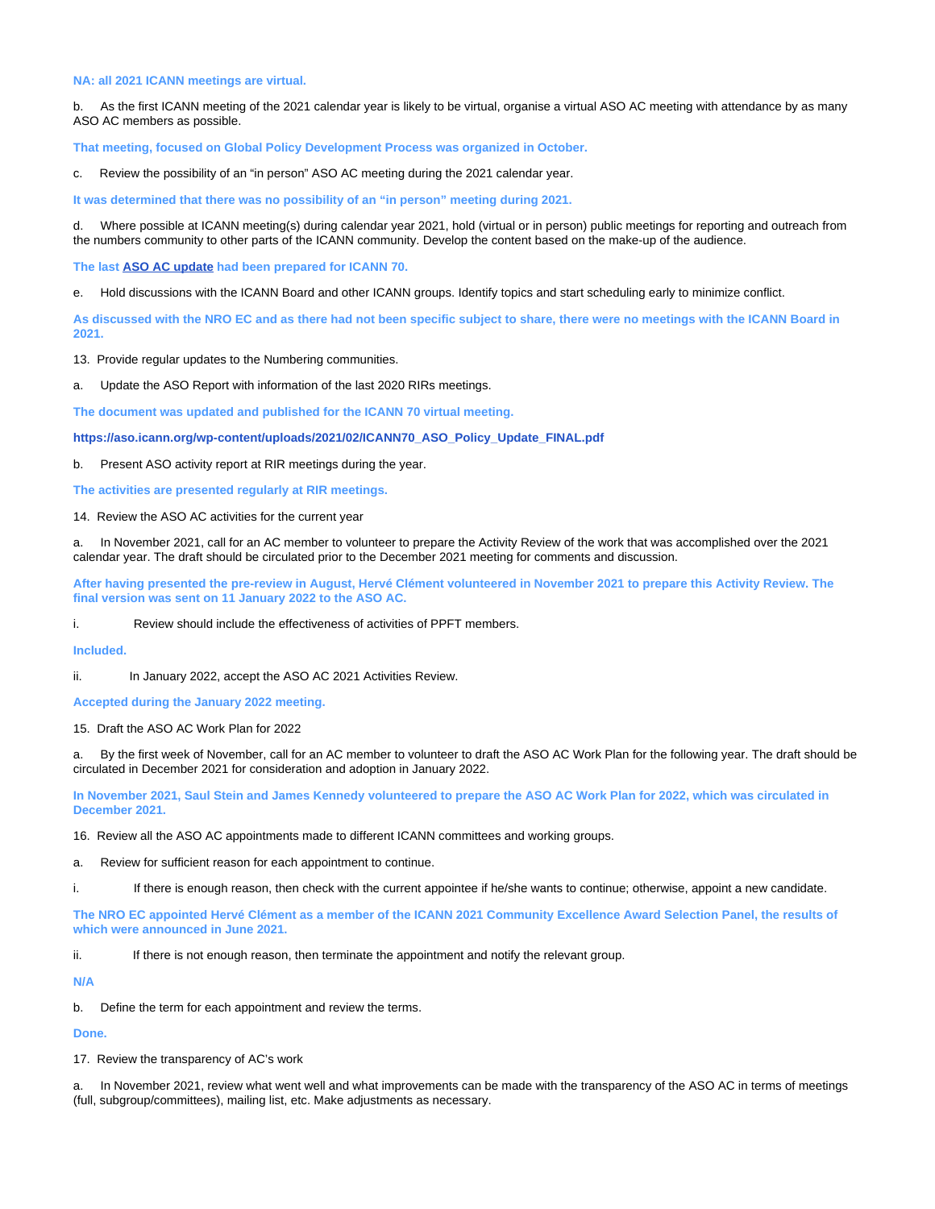**NA: all 2021 ICANN meetings are virtual.**

b. As the first ICANN meeting of the 2021 calendar year is likely to be virtual, organise a virtual ASO AC meeting with attendance by as many ASO AC members as possible.

**That meeting, focused on Global Policy Development Process was organized in October.**

c. Review the possibility of an "in person" ASO AC meeting during the 2021 calendar year.

**It was determined that there was no possibility of an "in person" meeting during 2021.**

d. Where possible at ICANN meeting(s) during calendar year 2021, hold (virtual or in person) public meetings for reporting and outreach from the numbers community to other parts of the ICANN community. Develop the content based on the make-up of the audience.

**The last ASO AC update had been prepared for ICANN 70.**

e. Hold discussions with the ICANN Board and other ICANN groups. Identify topics and start scheduling early to minimize conflict.

**As discussed with the NRO EC and as there had not been specific subject to share, there were no meetings with the ICANN Board in 2021.**

13. Provide regular updates to the Numbering communities.

a. Update the ASO Report with information of the last 2020 RIRs meetings.

**The document was updated and published for the ICANN 70 virtual meeting.**

**https://aso.icann.org/wp-content/uploads/2021/02/ICANN70_ASO_Policy_Update_FINAL.pdf**

b. Present ASO activity report at RIR meetings during the year.

**The activities are presented regularly at RIR meetings.**

14. Review the ASO AC activities for the current year

a. In November 2021, call for an AC member to volunteer to prepare the Activity Review of the work that was accomplished over the 2021 calendar year. The draft should be circulated prior to the December 2021 meeting for comments and discussion.

**After having presented the pre-review in August, Hervé Clément volunteered in November 2021 to prepare this Activity Review. The final version was sent on 11 January 2022 to the ASO AC.**

i. Review should include the effectiveness of activities of PPFT members.

**Included.**

ii. In January 2022, accept the ASO AC 2021 Activities Review.

**Accepted during the January 2022 meeting.**

15. Draft the ASO AC Work Plan for 2022

a. By the first week of November, call for an AC member to volunteer to draft the ASO AC Work Plan for the following year. The draft should be circulated in December 2021 for consideration and adoption in January 2022.

**In November 2021, Saul Stein and James Kennedy volunteered to prepare the ASO AC Work Plan for 2022, which was circulated in December 2021.**

16. Review all the ASO AC appointments made to different ICANN committees and working groups.

a. Review for sufficient reason for each appointment to continue.

i. If there is enough reason, then check with the current appointee if he/she wants to continue; otherwise, appoint a new candidate.

**The NRO EC appointed Hervé Clément as a member of the ICANN 2021 Community Excellence Award Selection Panel, the results of which were announced in June 2021.**

ii. If there is not enough reason, then terminate the appointment and notify the relevant group.

**N/A**

b. Define the term for each appointment and review the terms.

**Done.**

17. Review the transparency of AC's work

a. In November 2021, review what went well and what improvements can be made with the transparency of the ASO AC in terms of meetings (full, subgroup/committees), mailing list, etc. Make adjustments as necessary.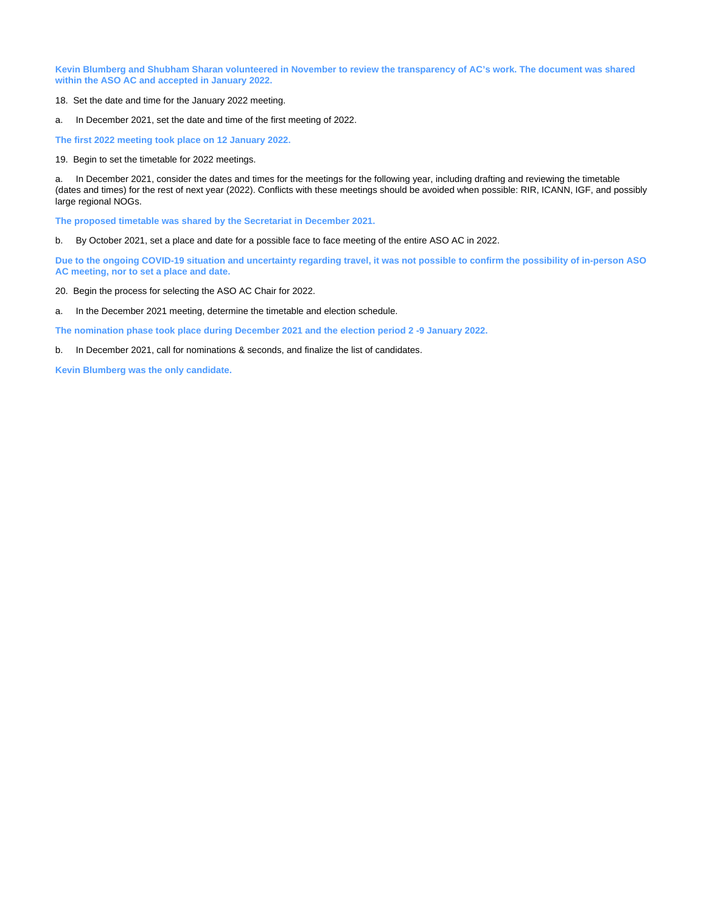**Kevin Blumberg and Shubham Sharan volunteered in November to review the transparency of AC's work. The document was shared within the ASO AC and accepted in January 2022.**

18. Set the date and time for the January 2022 meeting.

a. In December 2021, set the date and time of the first meeting of 2022.

**The first 2022 meeting took place on 12 January 2022.**

19. Begin to set the timetable for 2022 meetings.

a. In December 2021, consider the dates and times for the meetings for the following year, including drafting and reviewing the timetable (dates and times) for the rest of next year (2022). Conflicts with these meetings should be avoided when possible: RIR, ICANN, IGF, and possibly large regional NOGs.

**The proposed timetable was shared by the Secretariat in December 2021.**

b. By October 2021, set a place and date for a possible face to face meeting of the entire ASO AC in 2022.

**Due to the ongoing COVID-19 situation and uncertainty regarding travel, it was not possible to confirm the possibility of in-person ASO AC meeting, nor to set a place and date.**

20. Begin the process for selecting the ASO AC Chair for 2022.

a. In the December 2021 meeting, determine the timetable and election schedule.

**The nomination phase took place during December 2021 and the election period 2 -9 January 2022.**

b. In December 2021, call for nominations & seconds, and finalize the list of candidates.

**Kevin Blumberg was the only candidate.**